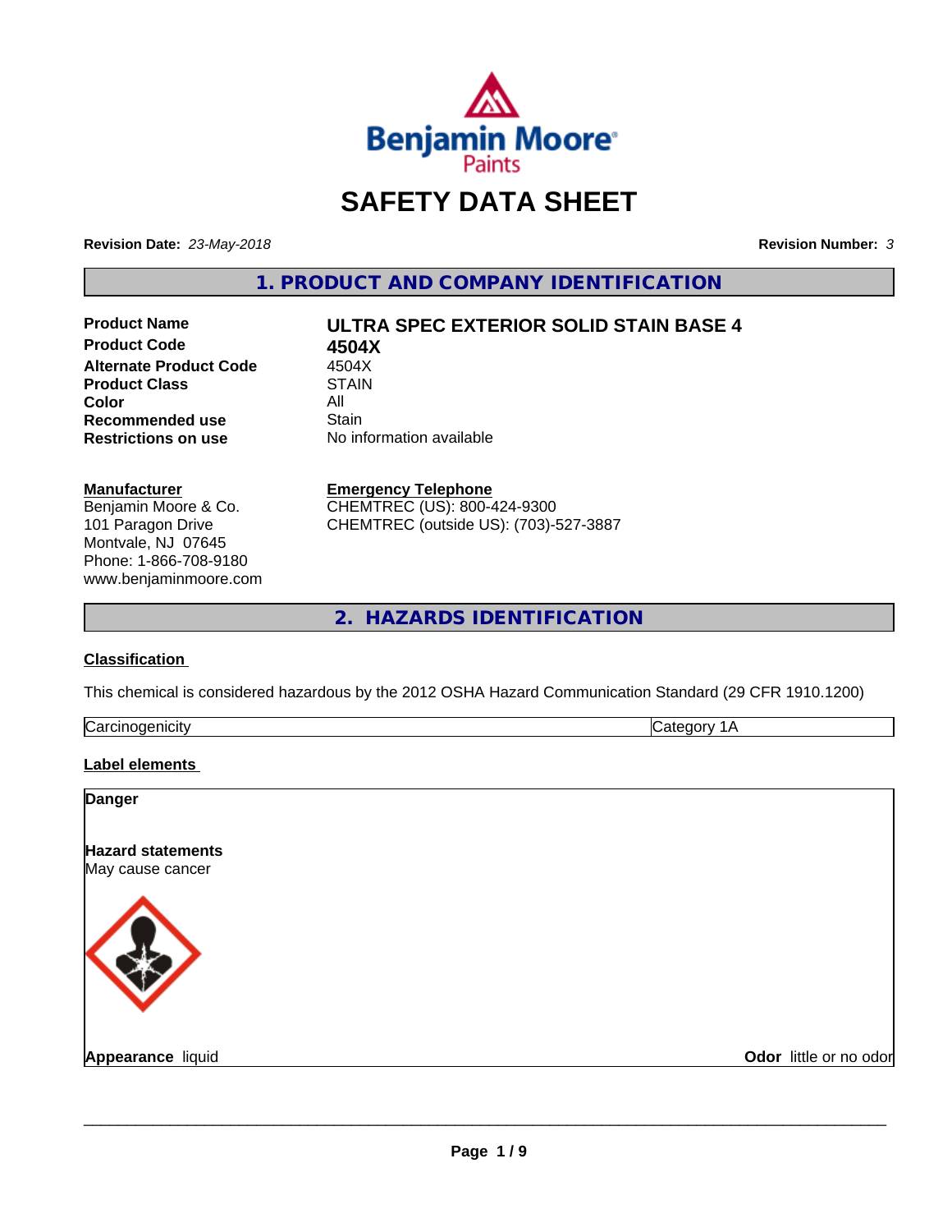# SAFETY DATA SHEET

**Revision Date:** *23-May-2018*

**Revision Number:** *3*

## 1. PRODUCT AND COMPANY IDENTIFICATION

| | |
|---|---|
| **Product Name** | **ULTRA SPEC EXTERIOR SOLID STAIN BASE 4** |
| **Product Code** | **4504X** |
| **Alternate Product Code** | 4504X |
| **Product Class** | STAIN |
| **Color** | All |
| **Recommended use** | Stain |
| **Restrictions on use** | No information available |

**Manufacturer**
Benjamin Moore & Co.
101 Paragon Drive
Montvale, NJ 07645
Phone: 1-866-708-9180
www.benjaminmoore.com

**Emergency Telephone**
CHEMTREC (US): 800-424-9300
CHEMTREC (outside US): (703)-527-3887

## 2. HAZARDS IDENTIFICATION

**Classification**

This chemical is considered hazardous by the 2012 OSHA Hazard Communication Standard (29 CFR 1910.1200)

| | |
|---|---|
| Carcinogenicity | Category 1A |

**Label elements**

**Danger**

**Hazard statements**
May cause cancer

**Appearance** liquid

**Odor** little or no odor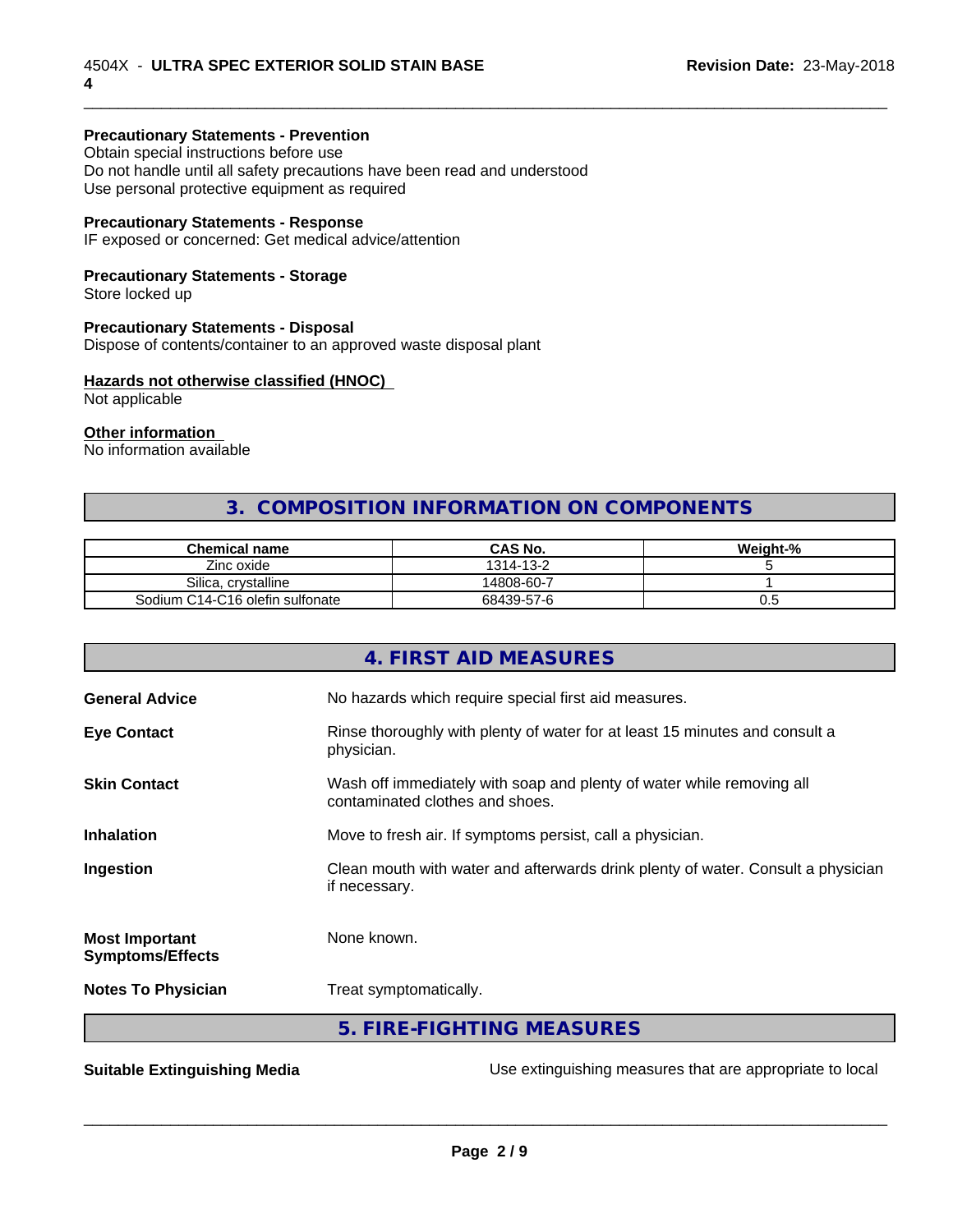**Precautionary Statements - Prevention**
Obtain special instructions before use
Do not handle until all safety precautions have been read and understood
Use personal protective equipment as required

**Precautionary Statements - Response**
IF exposed or concerned: Get medical advice/attention

**Precautionary Statements - Storage**
Store locked up

**Precautionary Statements - Disposal**
Dispose of contents/container to an approved waste disposal plant

**Hazards not otherwise classified (HNOC)**
Not applicable

**Other information**
No information available

## 3. COMPOSITION INFORMATION ON COMPONENTS

| Chemical name | CAS No. | Weight-% |
|---|---|---|
| Zinc oxide | 1314-13-2 | 5 |
| Silica, crystalline | 14808-60-7 | 1 |
| Sodium C14-C16 olefin sulfonate | 68439-57-6 | 0.5 |

## 4. FIRST AID MEASURES

**General Advice** No hazards which require special first aid measures.

**Eye Contact** Rinse thoroughly with plenty of water for at least 15 minutes and consult a physician.

**Skin Contact** Wash off immediately with soap and plenty of water while removing all contaminated clothes and shoes.

**Inhalation** Move to fresh air. If symptoms persist, call a physician.

**Ingestion** Clean mouth with water and afterwards drink plenty of water. Consult a physician if necessary.

**Most Important Symptoms/Effects** None known.

**Notes To Physician** Treat symptomatically.

## 5. FIRE-FIGHTING MEASURES

**Suitable Extinguishing Media** Use extinguishing measures that are appropriate to local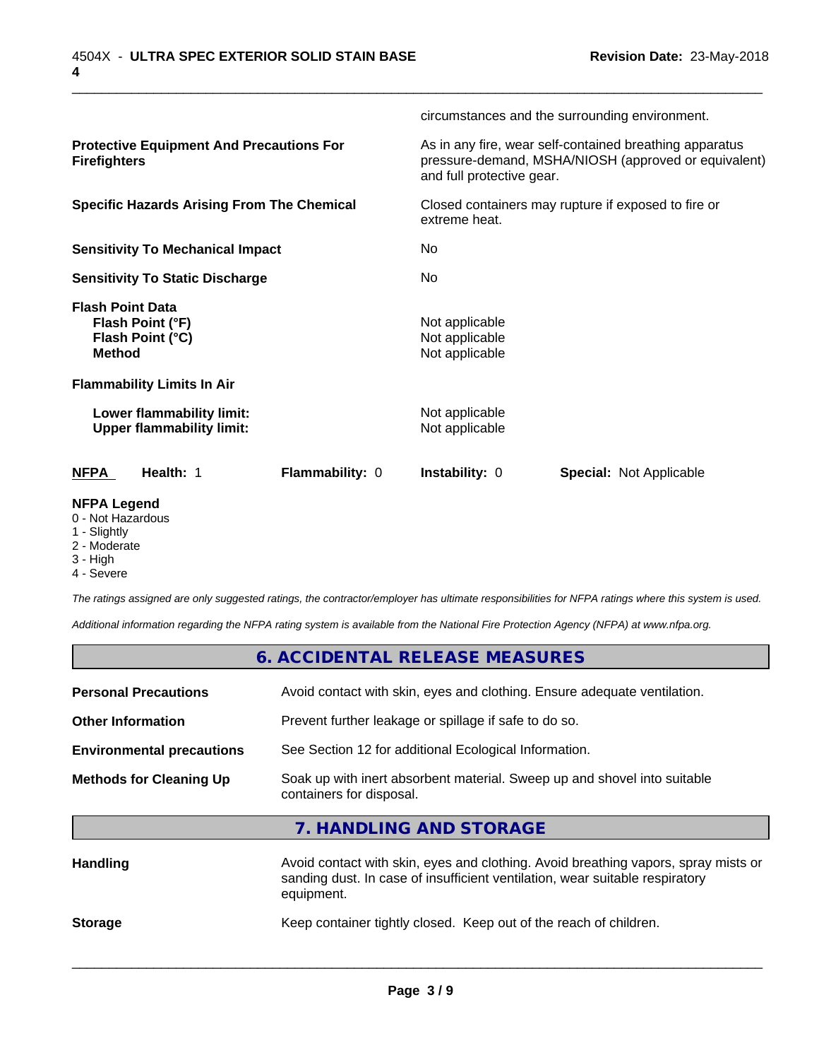circumstances and the surrounding environment.

| | |
|---|---|
| **Protective Equipment And Precautions For Firefighters** | As in any fire, wear self-contained breathing apparatus pressure-demand, MSHA/NIOSH (approved or equivalent) and full protective gear. |
| **Specific Hazards Arising From The Chemical** | Closed containers may rupture if exposed to fire or extreme heat. |
| **Sensitivity To Mechanical Impact** | No |
| **Sensitivity To Static Discharge** | No |
| **Flash Point Data** | |
| **Flash Point (°F)** | Not applicable |
| **Flash Point (°C)** | Not applicable |
| **Method** | Not applicable |
| **Flammability Limits In Air** | |
| **Lower flammability limit:** | Not applicable |
| **Upper flammability limit:** | Not applicable |

| | | | | |
|---|---|---|---|---|
| **NFPA** | **Health:** 1 | **Flammability:** 0 | **Instability:** 0 | **Special:** Not Applicable |

**NFPA Legend**
- 0 - Not Hazardous
- 1 - Slightly
- 2 - Moderate
- 3 - High
- 4 - Severe

*The ratings assigned are only suggested ratings, the contractor/employer has ultimate responsibilities for NFPA ratings where this system is used.*

*Additional information regarding the NFPA rating system is available from the National Fire Protection Agency (NFPA) at www.nfpa.org.*

## 6. ACCIDENTAL RELEASE MEASURES

| | |
|---|---|
| **Personal Precautions** | Avoid contact with skin, eyes and clothing. Ensure adequate ventilation. |
| **Other Information** | Prevent further leakage or spillage if safe to do so. |
| **Environmental precautions** | See Section 12 for additional Ecological Information. |
| **Methods for Cleaning Up** | Soak up with inert absorbent material. Sweep up and shovel into suitable containers for disposal. |

## 7. HANDLING AND STORAGE

| | |
|---|---|
| **Handling** | Avoid contact with skin, eyes and clothing. Avoid breathing vapors, spray mists or sanding dust. In case of insufficient ventilation, wear suitable respiratory equipment. |
| **Storage** | Keep container tightly closed. Keep out of the reach of children. |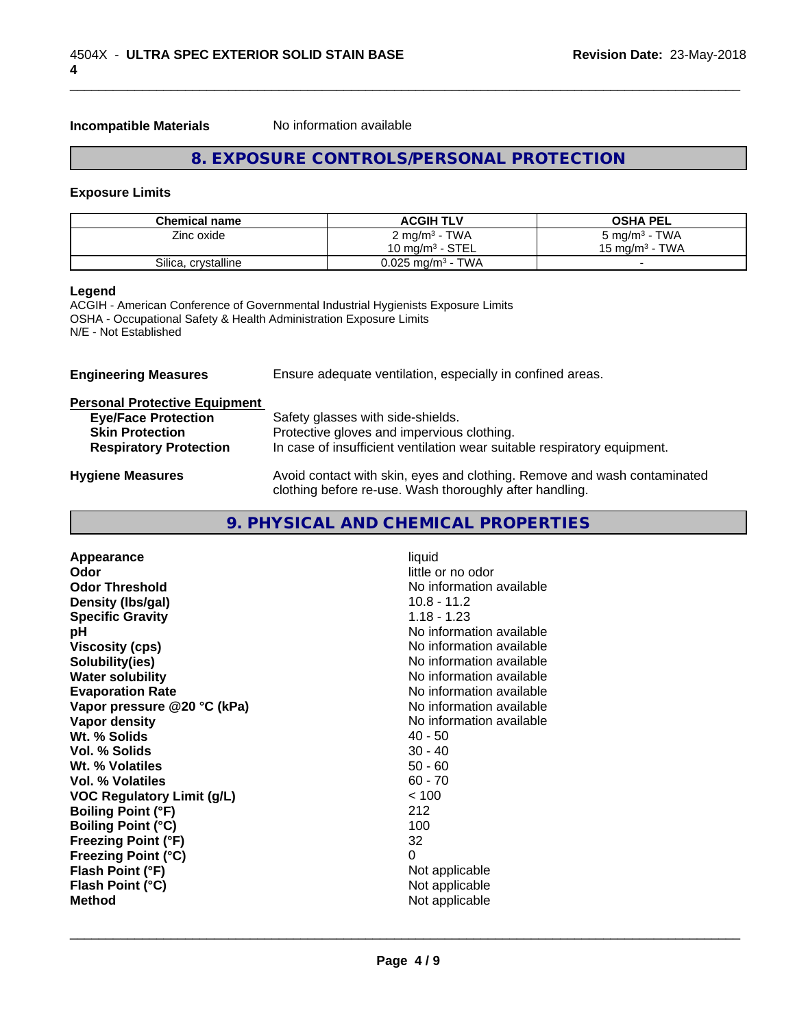**Incompatible Materials** No information available

## 8. EXPOSURE CONTROLS/PERSONAL PROTECTION

### Exposure Limits

| Chemical name | ACGIH TLV | OSHA PEL |
|---|---|---|
| Zinc oxide | 2 mg/m³ - TWA<br>10 mg/m³ - STEL | 5 mg/m³ - TWA<br>15 mg/m³ - TWA |
| Silica, crystalline | 0.025 mg/m³ - TWA | - |

**Legend**
ACGIH - American Conference of Governmental Industrial Hygienists Exposure Limits
OSHA - Occupational Safety & Health Administration Exposure Limits
N/E - Not Established

**Engineering Measures** Ensure adequate ventilation, especially in confined areas.

**Personal Protective Equipment**

- **Eye/Face Protection** Safety glasses with side-shields.
- **Skin Protection** Protective gloves and impervious clothing.
- **Respiratory Protection** In case of insufficient ventilation wear suitable respiratory equipment.

**Hygiene Measures** Avoid contact with skin, eyes and clothing. Remove and wash contaminated clothing before re-use. Wash thoroughly after handling.

## 9. PHYSICAL AND CHEMICAL PROPERTIES

| | |
|---|---|
| **Appearance** | liquid |
| **Odor** | little or no odor |
| **Odor Threshold** | No information available |
| **Density (lbs/gal)** | 10.8 - 11.2 |
| **Specific Gravity** | 1.18 - 1.23 |
| **pH** | No information available |
| **Viscosity (cps)** | No information available |
| **Solubility(ies)** | No information available |
| **Water solubility** | No information available |
| **Evaporation Rate** | No information available |
| **Vapor pressure @20 °C (kPa)** | No information available |
| **Vapor density** | No information available |
| **Wt. % Solids** | 40 - 50 |
| **Vol. % Solids** | 30 - 40 |
| **Wt. % Volatiles** | 50 - 60 |
| **Vol. % Volatiles** | 60 - 70 |
| **VOC Regulatory Limit (g/L)** | < 100 |
| **Boiling Point (°F)** | 212 |
| **Boiling Point (°C)** | 100 |
| **Freezing Point (°F)** | 32 |
| **Freezing Point (°C)** | 0 |
| **Flash Point (°F)** | Not applicable |
| **Flash Point (°C)** | Not applicable |
| **Method** | Not applicable |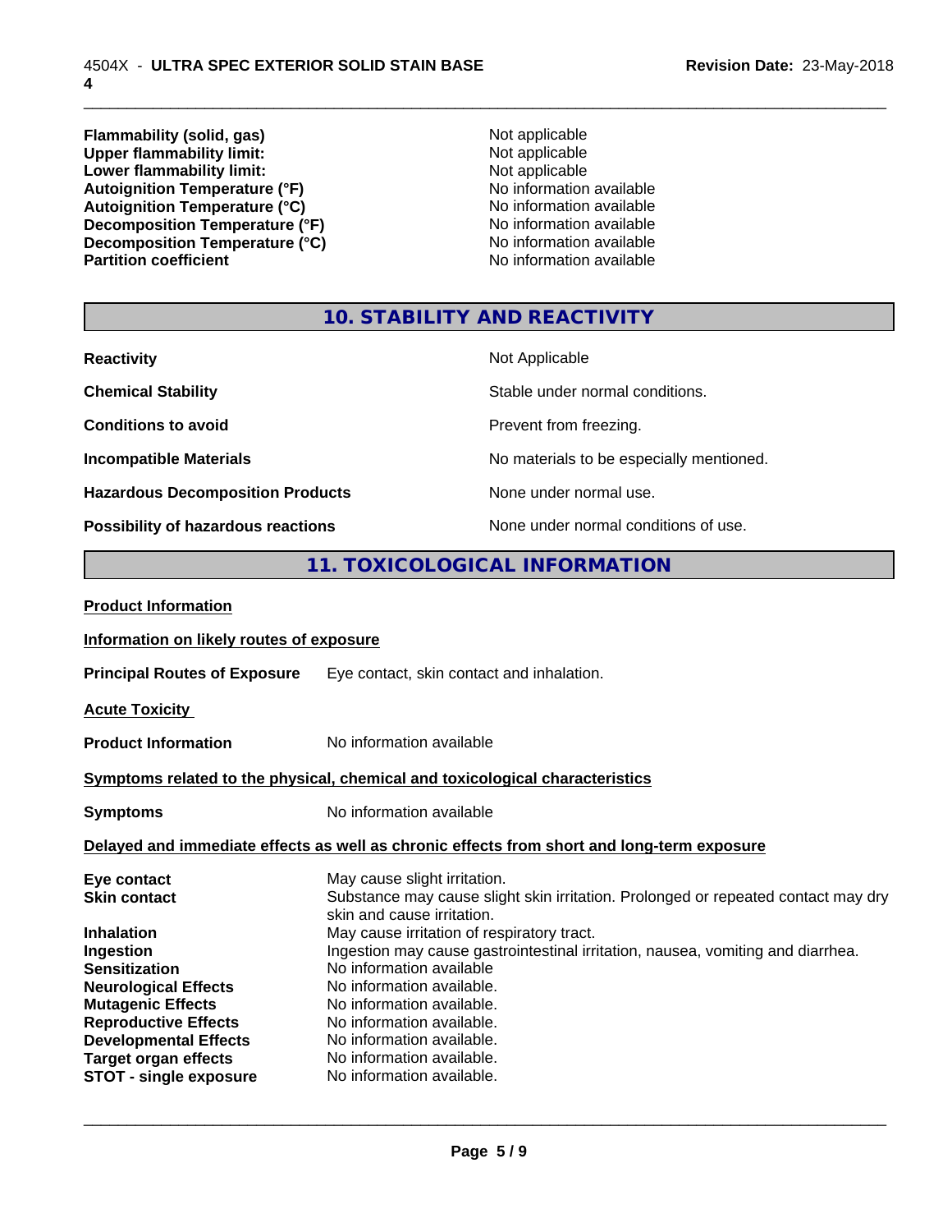| | |
|---|---|
| **Flammability (solid, gas)** | Not applicable |
| **Upper flammability limit:** | Not applicable |
| **Lower flammability limit:** | Not applicable |
| **Autoignition Temperature (°F)** | No information available |
| **Autoignition Temperature (°C)** | No information available |
| **Decomposition Temperature (°F)** | No information available |
| **Decomposition Temperature (°C)** | No information available |
| **Partition coefficient** | No information available |

## 10. STABILITY AND REACTIVITY

| | |
|---|---|
| **Reactivity** | Not Applicable |
| **Chemical Stability** | Stable under normal conditions. |
| **Conditions to avoid** | Prevent from freezing. |
| **Incompatible Materials** | No materials to be especially mentioned. |
| **Hazardous Decomposition Products** | None under normal use. |
| **Possibility of hazardous reactions** | None under normal conditions of use. |

## 11. TOXICOLOGICAL INFORMATION

**Product Information**

**Information on likely routes of exposure**

**Principal Routes of Exposure** Eye contact, skin contact and inhalation.

**Acute Toxicity**

**Product Information** No information available

**Symptoms related to the physical, chemical and toxicological characteristics**

**Symptoms** No information available

**Delayed and immediate effects as well as chronic effects from short and long-term exposure**

| | |
|---|---|
| **Eye contact** | May cause slight irritation. |
| **Skin contact** | Substance may cause slight skin irritation. Prolonged or repeated contact may dry skin and cause irritation. |
| **Inhalation** | May cause irritation of respiratory tract. |
| **Ingestion** | Ingestion may cause gastrointestinal irritation, nausea, vomiting and diarrhea. |
| **Sensitization** | No information available |
| **Neurological Effects** | No information available. |
| **Mutagenic Effects** | No information available. |
| **Reproductive Effects** | No information available. |
| **Developmental Effects** | No information available. |
| **Target organ effects** | No information available. |
| **STOT - single exposure** | No information available. |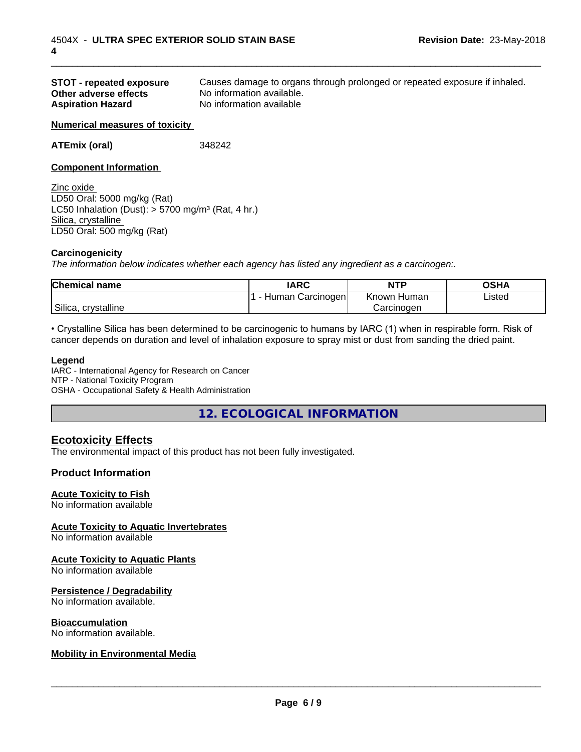| | |
|---|---|
| **STOT - repeated exposure** | Causes damage to organs through prolonged or repeated exposure if inhaled. |
| **Other adverse effects** | No information available. |
| **Aspiration Hazard** | No information available |

**Numerical measures of toxicity**

**ATEmix (oral)** 348242

**Component Information**

Zinc oxide
LD50 Oral: 5000 mg/kg (Rat)
LC50 Inhalation (Dust): > 5700 mg/m³ (Rat, 4 hr.)
Silica, crystalline
LD50 Oral: 500 mg/kg (Rat)

**Carcinogenicity**

*The information below indicates whether each agency has listed any ingredient as a carcinogen:.*

| Chemical name | IARC | NTP | OSHA |
|---|---|---|---|
| Silica, crystalline | 1 - Human Carcinogen | Known Human Carcinogen | Listed |

• Crystalline Silica has been determined to be carcinogenic to humans by IARC (1) when in respirable form. Risk of cancer depends on duration and level of inhalation exposure to spray mist or dust from sanding the dried paint.

**Legend**
IARC - International Agency for Research on Cancer
NTP - National Toxicity Program
OSHA - Occupational Safety & Health Administration

## 12. ECOLOGICAL INFORMATION

### Ecotoxicity Effects

The environmental impact of this product has not been fully investigated.

### Product Information

**Acute Toxicity to Fish**
No information available

**Acute Toxicity to Aquatic Invertebrates**
No information available

**Acute Toxicity to Aquatic Plants**
No information available

**Persistence / Degradability**
No information available.

**Bioaccumulation**
No information available.

**Mobility in Environmental Media**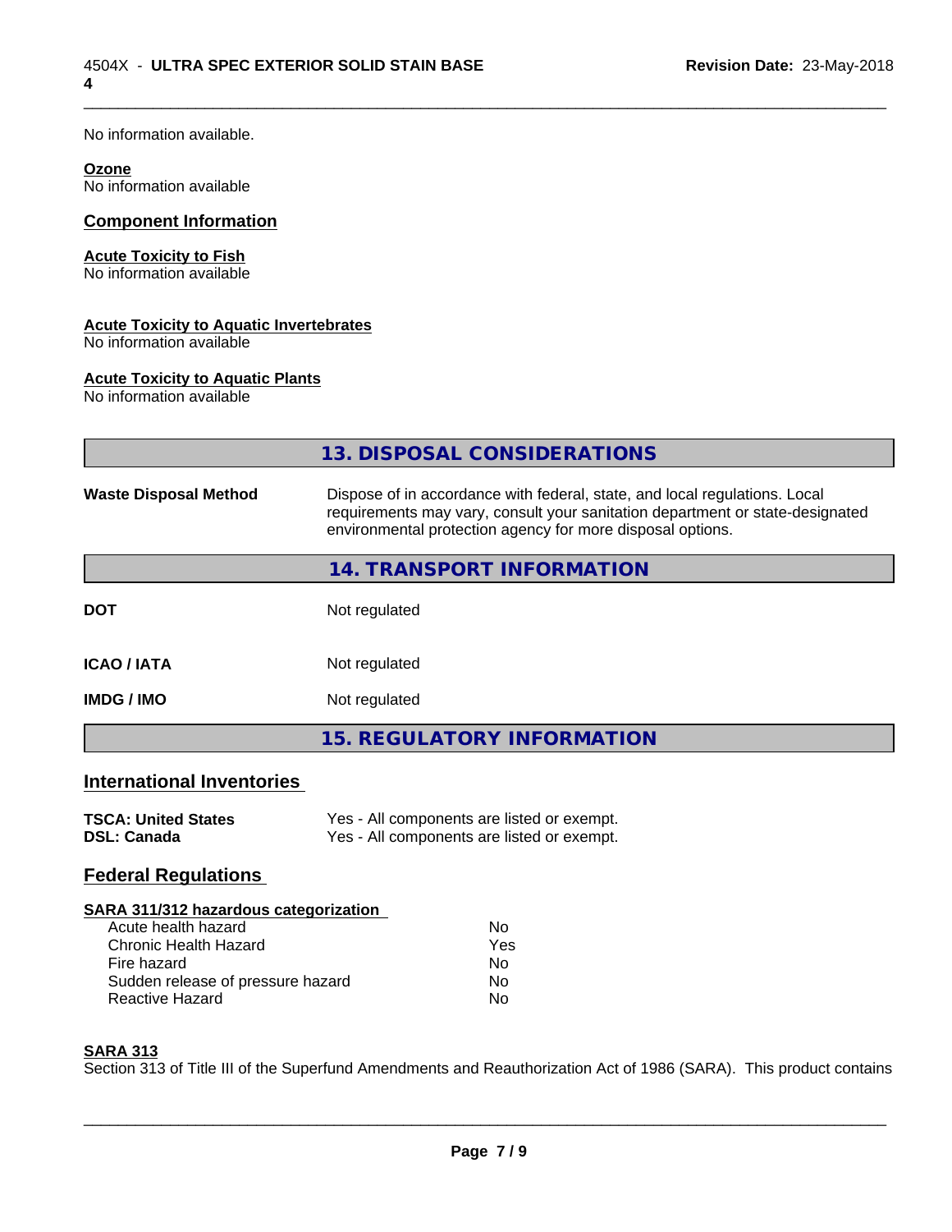No information available.

**Ozone**
No information available

## Component Information

**Acute Toxicity to Fish**
No information available

**Acute Toxicity to Aquatic Invertebrates**
No information available

**Acute Toxicity to Aquatic Plants**
No information available

## 13. DISPOSAL CONSIDERATIONS

| | |
|---|---|
| **Waste Disposal Method** | Dispose of in accordance with federal, state, and local regulations. Local requirements may vary, consult your sanitation department or state-designated environmental protection agency for more disposal options. |

## 14. TRANSPORT INFORMATION

| | |
|---|---|
| **DOT** | Not regulated |
| **ICAO / IATA** | Not regulated |
| **IMDG / IMO** | Not regulated |

## 15. REGULATORY INFORMATION

### International Inventories

| | |
|---|---|
| **TSCA: United States** | Yes - All components are listed or exempt. |
| **DSL: Canada** | Yes - All components are listed or exempt. |

### Federal Regulations

**SARA 311/312 hazardous categorization**

| | |
|---|---|
| Acute health hazard | No |
| Chronic Health Hazard | Yes |
| Fire hazard | No |
| Sudden release of pressure hazard | No |
| Reactive Hazard | No |

**SARA 313**
Section 313 of Title III of the Superfund Amendments and Reauthorization Act of 1986 (SARA). This product contains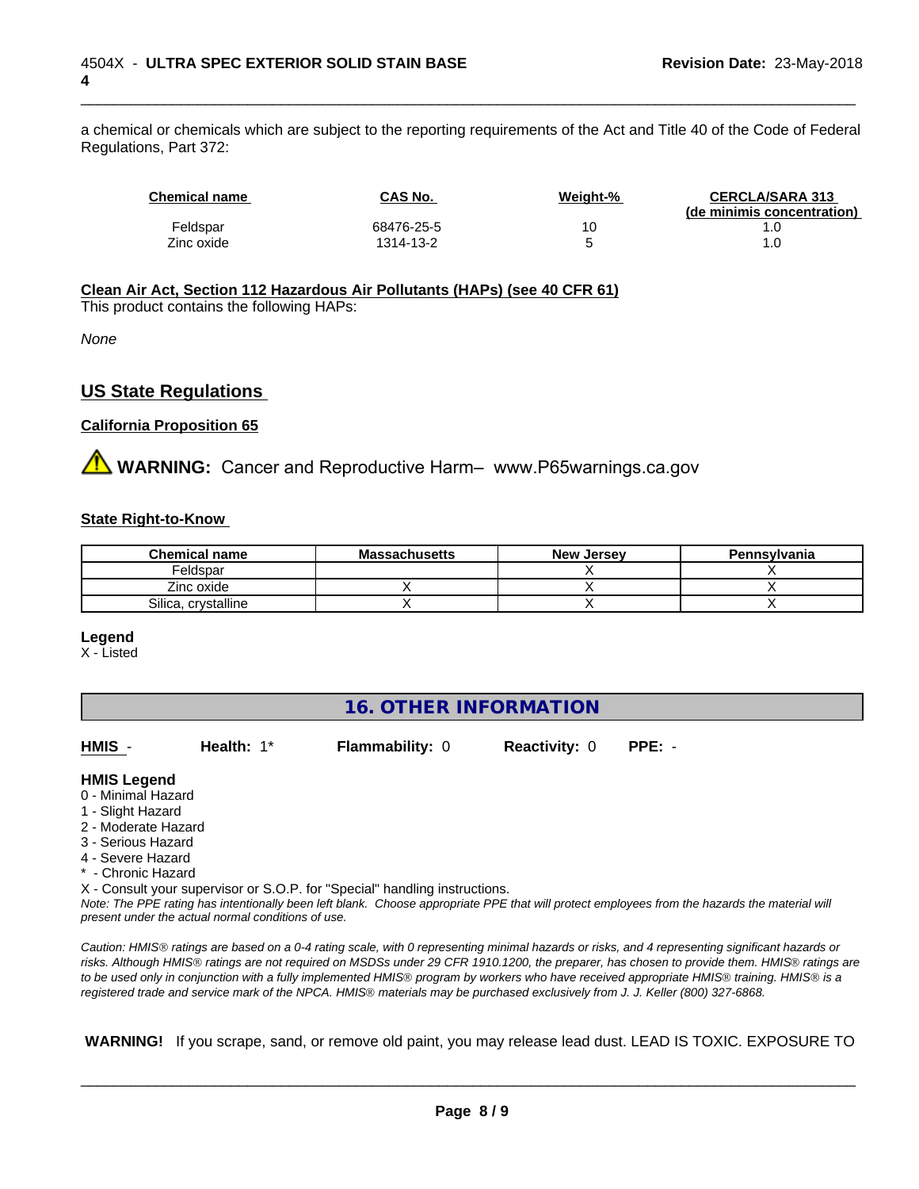a chemical or chemicals which are subject to the reporting requirements of the Act and Title 40 of the Code of Federal Regulations, Part 372:

| Chemical name | CAS No. | Weight-% | CERCLA/SARA 313 (de minimis concentration) |
|---|---|---|---|
| Feldspar | 68476-25-5 | 10 | 1.0 |
| Zinc oxide | 1314-13-2 | 5 | 1.0 |

**Clean Air Act, Section 112 Hazardous Air Pollutants (HAPs) (see 40 CFR 61)**

This product contains the following HAPs:

*None*

## US State Regulations

**California Proposition 65**

⚠ **WARNING:** Cancer and Reproductive Harm– www.P65warnings.ca.gov

**State Right-to-Know**

| Chemical name | Massachusetts | New Jersey | Pennsylvania |
|---|---|---|---|
| Feldspar | | X | X |
| Zinc oxide | X | X | X |
| Silica, crystalline | X | X | X |

**Legend**

X - Listed

## 16. OTHER INFORMATION

**HMIS** - **Health:** 1* **Flammability:** 0 **Reactivity:** 0 **PPE:** -

**HMIS Legend**

0 - Minimal Hazard
1 - Slight Hazard
2 - Moderate Hazard
3 - Serious Hazard
4 - Severe Hazard
* - Chronic Hazard
X - Consult your supervisor or S.O.P. for "Special" handling instructions.

*Note: The PPE rating has intentionally been left blank. Choose appropriate PPE that will protect employees from the hazards the material will present under the actual normal conditions of use.*

*Caution: HMIS® ratings are based on a 0-4 rating scale, with 0 representing minimal hazards or risks, and 4 representing significant hazards or risks. Although HMIS® ratings are not required on MSDSs under 29 CFR 1910.1200, the preparer, has chosen to provide them. HMIS® ratings are to be used only in conjunction with a fully implemented HMIS® program by workers who have received appropriate HMIS® training. HMIS® is a registered trade and service mark of the NPCA. HMIS® materials may be purchased exclusively from J. J. Keller (800) 327-6868.*

**WARNING!** If you scrape, sand, or remove old paint, you may release lead dust. LEAD IS TOXIC. EXPOSURE TO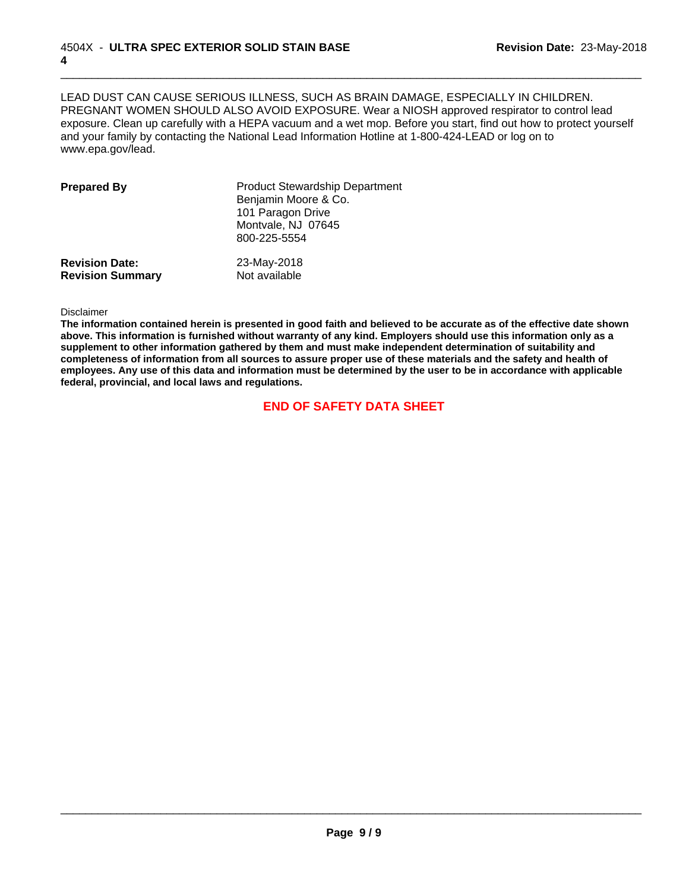LEAD DUST CAN CAUSE SERIOUS ILLNESS, SUCH AS BRAIN DAMAGE, ESPECIALLY IN CHILDREN. PREGNANT WOMEN SHOULD ALSO AVOID EXPOSURE. Wear a NIOSH approved respirator to control lead exposure. Clean up carefully with a HEPA vacuum and a wet mop. Before you start, find out how to protect yourself and your family by contacting the National Lead Information Hotline at 1-800-424-LEAD or log on to www.epa.gov/lead.

| | |
|---|---|
| **Prepared By** | Product Stewardship Department<br>Benjamin Moore & Co.<br>101 Paragon Drive<br>Montvale, NJ 07645<br>800-225-5554 |
| **Revision Date:** | 23-May-2018 |
| **Revision Summary** | Not available |

Disclaimer

**The information contained herein is presented in good faith and believed to be accurate as of the effective date shown above. This information is furnished without warranty of any kind. Employers should use this information only as a supplement to other information gathered by them and must make independent determination of suitability and completeness of information from all sources to assure proper use of these materials and the safety and health of employees. Any use of this data and information must be determined by the user to be in accordance with applicable federal, provincial, and local laws and regulations.**

**END OF SAFETY DATA SHEET**